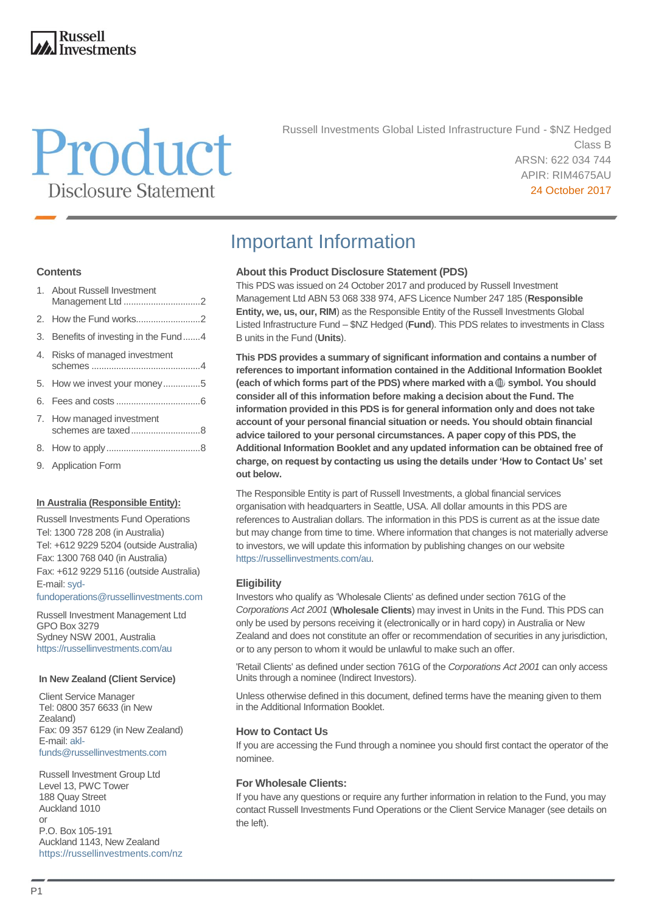Russell Investments

# Product Disclosure Statement

Russell Investments Global Listed Infrastructure Fund - $NZ Hedged
Class B
ARSN: 622 034 744
APIR: RIM4675AU
24 October 2017

## Contents

1. About Russell Investment Management Ltd ..... 2
2. How the Fund works ..... 2
3. Benefits of investing in the Fund ..... 4
4. Risks of managed investment schemes ..... 4
5. How we invest your money ..... 5
6. Fees and costs ..... 6
7. How managed investment schemes are taxed ..... 8
8. How to apply ..... 8
9. Application Form

**In Australia (Responsible Entity):**

Russell Investments Fund Operations
Tel: 1300 728 208 (in Australia)
Tel: +612 9229 5204 (outside Australia)
Fax: 1300 768 040 (in Australia)
Fax: +612 9229 5116 (outside Australia)
E-mail: syd-fundoperations@russellinvestments.com

Russell Investment Management Ltd
GPO Box 3279
Sydney NSW 2001, Australia
https://russellinvestments.com/au

**In New Zealand (Client Service)**

Client Service Manager
Tel: 0800 357 6633 (in New Zealand)
Fax: 09 357 6129 (in New Zealand)
E-mail: akl-funds@russellinvestments.com

Russell Investment Group Ltd
Level 13, PWC Tower
188 Quay Street
Auckland 1010
or
P.O. Box 105-191
Auckland 1143, New Zealand
https://russellinvestments.com/nz

# Important Information

### About this Product Disclosure Statement (PDS)

This PDS was issued on 24 October 2017 and produced by Russell Investment Management Ltd ABN 53 068 338 974, AFS Licence Number 247 185 (**Responsible Entity, we, us, our, RIM**) as the Responsible Entity of the Russell Investments Global Listed Infrastructure Fund – $NZ Hedged (**Fund**). This PDS relates to investments in Class B units in the Fund (**Units**).

**This PDS provides a summary of significant information and contains a number of references to important information contained in the Additional Information Booklet (each of which forms part of the PDS) where marked with a 🌐 symbol. You should consider all of this information before making a decision about the Fund. The information provided in this PDS is for general information only and does not take account of your personal financial situation or needs. You should obtain financial advice tailored to your personal circumstances. A paper copy of this PDS, the Additional Information Booklet and any updated information can be obtained free of charge, on request by contacting us using the details under 'How to Contact Us' set out below.**

The Responsible Entity is part of Russell Investments, a global financial services organisation with headquarters in Seattle, USA. All dollar amounts in this PDS are references to Australian dollars. The information in this PDS is current as at the issue date but may change from time to time. Where information that changes is not materially adverse to investors, we will update this information by publishing changes on our website https://russellinvestments.com/au.

### Eligibility

Investors who qualify as 'Wholesale Clients' as defined under section 761G of the *Corporations Act 2001* (**Wholesale Clients**) may invest in Units in the Fund. This PDS can only be used by persons receiving it (electronically or in hard copy) in Australia or New Zealand and does not constitute an offer or recommendation of securities in any jurisdiction, or to any person to whom it would be unlawful to make such an offer.

'Retail Clients' as defined under section 761G of the *Corporations Act 2001* can only access Units through a nominee (Indirect Investors).

Unless otherwise defined in this document, defined terms have the meaning given to them in the Additional Information Booklet.

### How to Contact Us

If you are accessing the Fund through a nominee you should first contact the operator of the nominee.

### For Wholesale Clients:

If you have any questions or require any further information in relation to the Fund, you may contact Russell Investments Fund Operations or the Client Service Manager (see details on the left).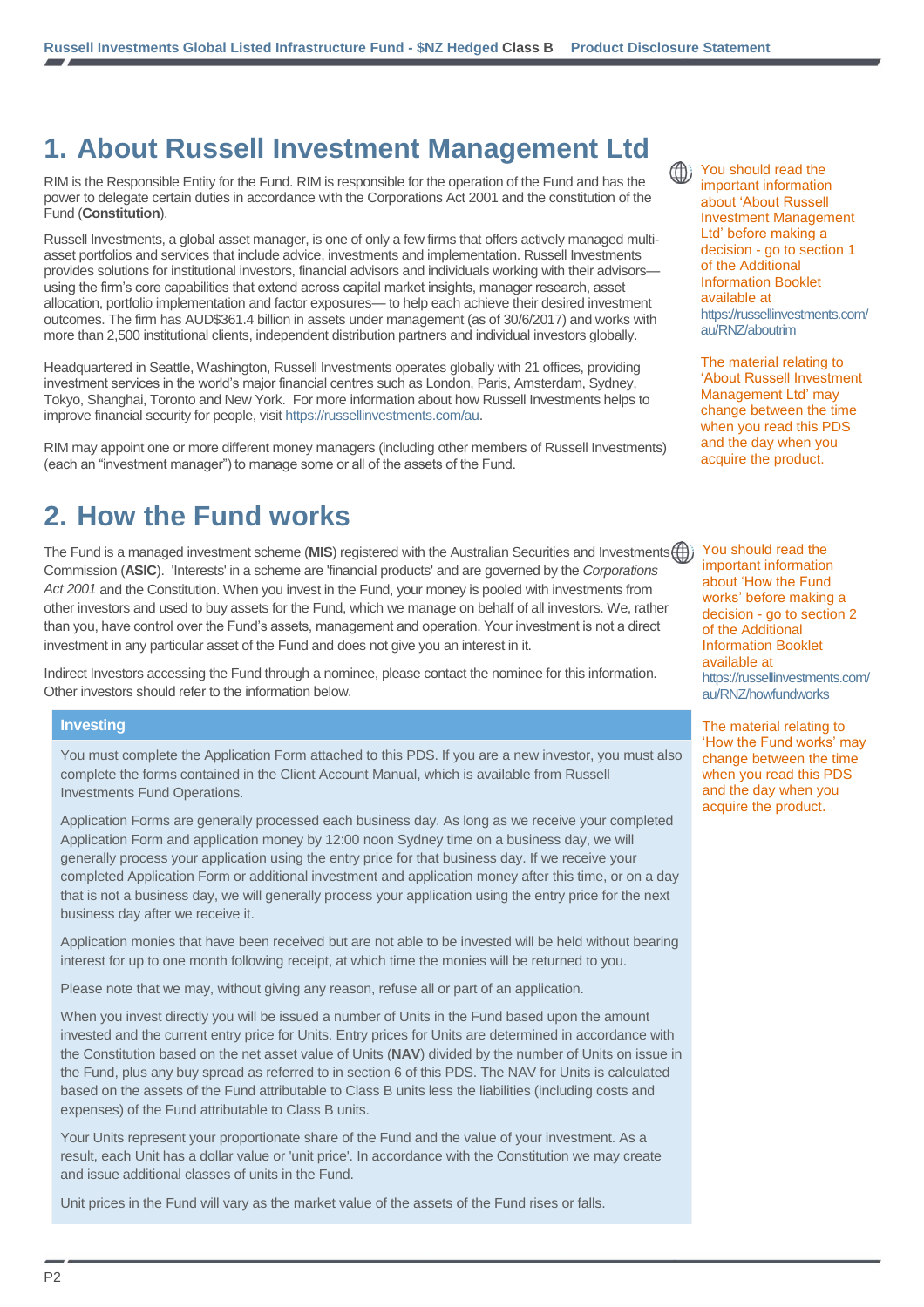# 1. About Russell Investment Management Ltd

RIM is the Responsible Entity for the Fund. RIM is responsible for the operation of the Fund and has the power to delegate certain duties in accordance with the Corporations Act 2001 and the constitution of the Fund (**Constitution**).

Russell Investments, a global asset manager, is one of only a few firms that offers actively managed multi-asset portfolios and services that include advice, investments and implementation. Russell Investments provides solutions for institutional investors, financial advisors and individuals working with their advisors—using the firm's core capabilities that extend across capital market insights, manager research, asset allocation, portfolio implementation and factor exposures— to help each achieve their desired investment outcomes. The firm has AUD$361.4 billion in assets under management (as of 30/6/2017) and works with more than 2,500 institutional clients, independent distribution partners and individual investors globally.

Headquartered in Seattle, Washington, Russell Investments operates globally with 21 offices, providing investment services in the world's major financial centres such as London, Paris, Amsterdam, Sydney, Tokyo, Shanghai, Toronto and New York. For more information about how Russell Investments helps to improve financial security for people, visit https://russellinvestments.com/au.

RIM may appoint one or more different money managers (including other members of Russell Investments) (each an "investment manager") to manage some or all of the assets of the Fund.

You should read the important information about 'About Russell Investment Management Ltd' before making a decision - go to section 1 of the Additional Information Booklet available at https://russellinvestments.com/au/RNZ/aboutrim

The material relating to 'About Russell Investment Management Ltd' may change between the time when you read this PDS and the day when you acquire the product.

# 2. How the Fund works

The Fund is a managed investment scheme (**MIS**) registered with the Australian Securities and Investments Commission (**ASIC**). 'Interests' in a scheme are 'financial products' and are governed by the *Corporations Act 2001* and the Constitution. When you invest in the Fund, your money is pooled with investments from other investors and used to buy assets for the Fund, which we manage on behalf of all investors. We, rather than you, have control over the Fund's assets, management and operation. Your investment is not a direct investment in any particular asset of the Fund and does not give you an interest in it.

Indirect Investors accessing the Fund through a nominee, please contact the nominee for this information. Other investors should refer to the information below.

You should read the important information about 'How the Fund works' before making a decision - go to section 2 of the Additional Information Booklet available at https://russellinvestments.com/au/RNZ/howfundworks

The material relating to 'How the Fund works' may change between the time when you read this PDS and the day when you acquire the product.

### Investing

You must complete the Application Form attached to this PDS. If you are a new investor, you must also complete the forms contained in the Client Account Manual, which is available from Russell Investments Fund Operations.

Application Forms are generally processed each business day. As long as we receive your completed Application Form and application money by 12:00 noon Sydney time on a business day, we will generally process your application using the entry price for that business day. If we receive your completed Application Form or additional investment and application money after this time, or on a day that is not a business day, we will generally process your application using the entry price for the next business day after we receive it.

Application monies that have been received but are not able to be invested will be held without bearing interest for up to one month following receipt, at which time the monies will be returned to you.

Please note that we may, without giving any reason, refuse all or part of an application.

When you invest directly you will be issued a number of Units in the Fund based upon the amount invested and the current entry price for Units. Entry prices for Units are determined in accordance with the Constitution based on the net asset value of Units (**NAV**) divided by the number of Units on issue in the Fund, plus any buy spread as referred to in section 6 of this PDS. The NAV for Units is calculated based on the assets of the Fund attributable to Class B units less the liabilities (including costs and expenses) of the Fund attributable to Class B units.

Your Units represent your proportionate share of the Fund and the value of your investment. As a result, each Unit has a dollar value or 'unit price'. In accordance with the Constitution we may create and issue additional classes of units in the Fund.

Unit prices in the Fund will vary as the market value of the assets of the Fund rises or falls.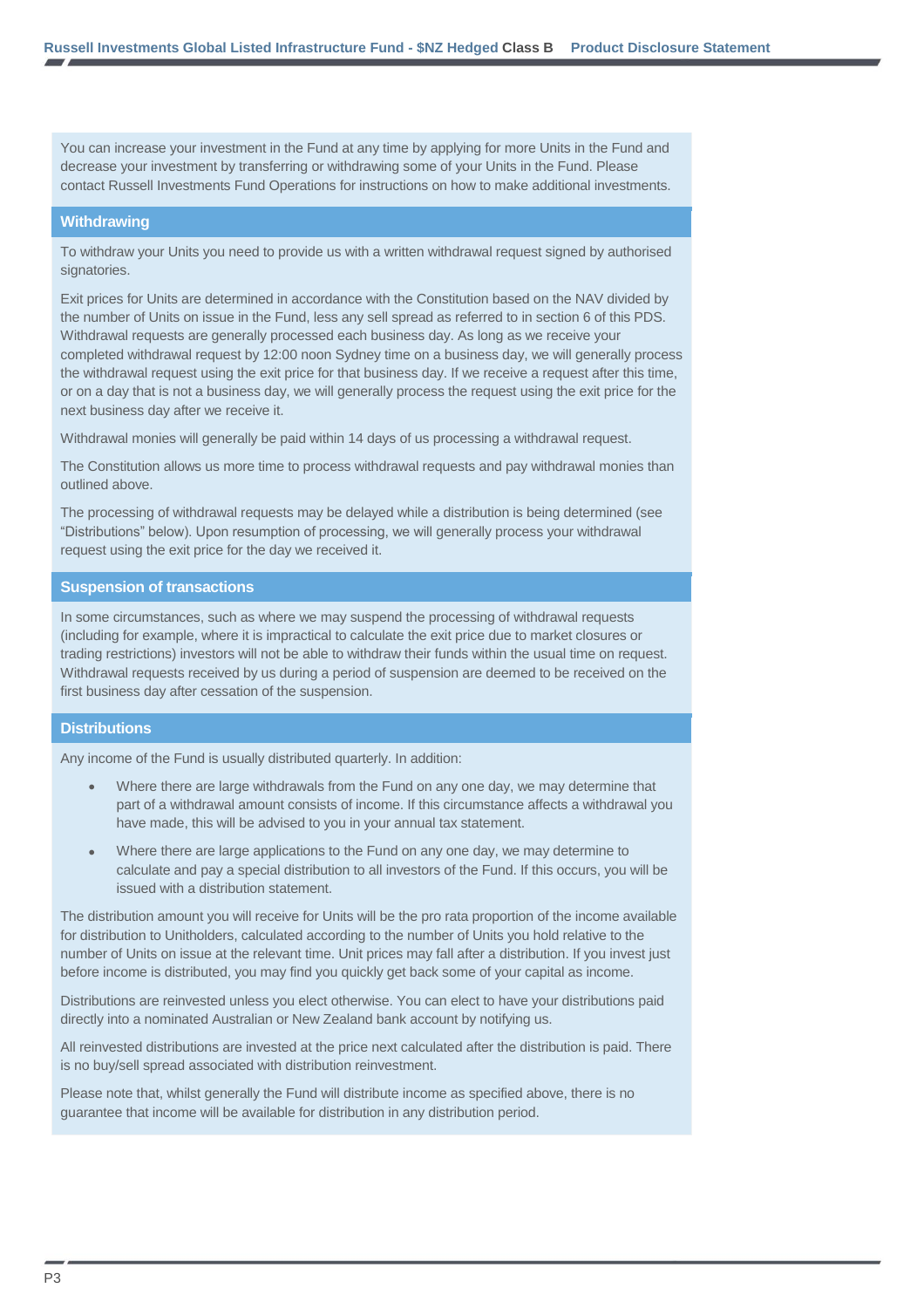You can increase your investment in the Fund at any time by applying for more Units in the Fund and decrease your investment by transferring or withdrawing some of your Units in the Fund. Please contact Russell Investments Fund Operations for instructions on how to make additional investments.

## Withdrawing

To withdraw your Units you need to provide us with a written withdrawal request signed by authorised signatories.

Exit prices for Units are determined in accordance with the Constitution based on the NAV divided by the number of Units on issue in the Fund, less any sell spread as referred to in section 6 of this PDS. Withdrawal requests are generally processed each business day. As long as we receive your completed withdrawal request by 12:00 noon Sydney time on a business day, we will generally process the withdrawal request using the exit price for that business day. If we receive a request after this time, or on a day that is not a business day, we will generally process the request using the exit price for the next business day after we receive it.

Withdrawal monies will generally be paid within 14 days of us processing a withdrawal request.

The Constitution allows us more time to process withdrawal requests and pay withdrawal monies than outlined above.

The processing of withdrawal requests may be delayed while a distribution is being determined (see "Distributions" below). Upon resumption of processing, we will generally process your withdrawal request using the exit price for the day we received it.

## Suspension of transactions

In some circumstances, such as where we may suspend the processing of withdrawal requests (including for example, where it is impractical to calculate the exit price due to market closures or trading restrictions) investors will not be able to withdraw their funds within the usual time on request. Withdrawal requests received by us during a period of suspension are deemed to be received on the first business day after cessation of the suspension.

## Distributions

Any income of the Fund is usually distributed quarterly. In addition:

- Where there are large withdrawals from the Fund on any one day, we may determine that part of a withdrawal amount consists of income. If this circumstance affects a withdrawal you have made, this will be advised to you in your annual tax statement.
- Where there are large applications to the Fund on any one day, we may determine to calculate and pay a special distribution to all investors of the Fund. If this occurs, you will be issued with a distribution statement.

The distribution amount you will receive for Units will be the pro rata proportion of the income available for distribution to Unitholders, calculated according to the number of Units you hold relative to the number of Units on issue at the relevant time. Unit prices may fall after a distribution. If you invest just before income is distributed, you may find you quickly get back some of your capital as income.

Distributions are reinvested unless you elect otherwise. You can elect to have your distributions paid directly into a nominated Australian or New Zealand bank account by notifying us.

All reinvested distributions are invested at the price next calculated after the distribution is paid. There is no buy/sell spread associated with distribution reinvestment.

Please note that, whilst generally the Fund will distribute income as specified above, there is no guarantee that income will be available for distribution in any distribution period.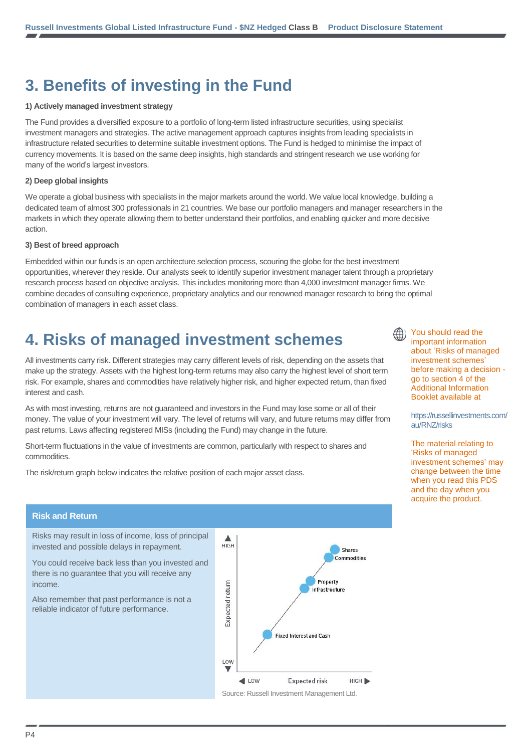# 3. Benefits of investing in the Fund

**1) Actively managed investment strategy**

The Fund provides a diversified exposure to a portfolio of long-term listed infrastructure securities, using specialist investment managers and strategies. The active management approach captures insights from leading specialists in infrastructure related securities to determine suitable investment options. The Fund is hedged to minimise the impact of currency movements. It is based on the same deep insights, high standards and stringent research we use working for many of the world's largest investors.

**2) Deep global insights**

We operate a global business with specialists in the major markets around the world. We value local knowledge, building a dedicated team of almost 300 professionals in 21 countries. We base our portfolio managers and manager researchers in the markets in which they operate allowing them to better understand their portfolios, and enabling quicker and more decisive action.

**3) Best of breed approach**

Embedded within our funds is an open architecture selection process, scouring the globe for the best investment opportunities, wherever they reside. Our analysts seek to identify superior investment manager talent through a proprietary research process based on objective analysis. This includes monitoring more than 4,000 investment manager firms. We combine decades of consulting experience, proprietary analytics and our renowned manager research to bring the optimal combination of managers in each asset class.

# 4. Risks of managed investment schemes

All investments carry risk. Different strategies may carry different levels of risk, depending on the assets that make up the strategy. Assets with the highest long-term returns may also carry the highest level of short term risk. For example, shares and commodities have relatively higher risk, and higher expected return, than fixed interest and cash.

As with most investing, returns are not guaranteed and investors in the Fund may lose some or all of their money. The value of your investment will vary. The level of returns will vary, and future returns may differ from past returns. Laws affecting registered MISs (including the Fund) may change in the future.

Short-term fluctuations in the value of investments are common, particularly with respect to shares and commodities.

The risk/return graph below indicates the relative position of each major asset class.

You should read the important information about 'Risks of managed investment schemes' before making a decision - go to section 4 of the Additional Information Booklet available at

https://russellinvestments.com/au/RNZ/risks

The material relating to 'Risks of managed investment schemes' may change between the time when you read this PDS and the day when you acquire the product.

**Risk and Return**

Risks may result in loss of income, loss of principal invested and possible delays in repayment.

You could receive back less than you invested and there is no guarantee that you will receive any income.

Also remember that past performance is not a reliable indicator of future performance.

Source: Russell Investment Management Ltd.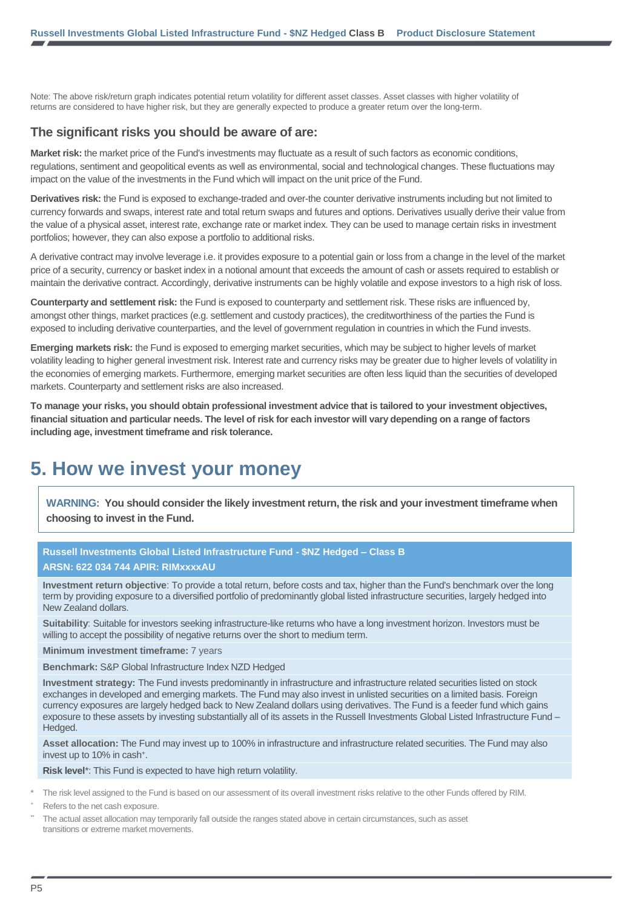Note: The above risk/return graph indicates potential return volatility for different asset classes. Asset classes with higher volatility of returns are considered to have higher risk, but they are generally expected to produce a greater return over the long-term.

### The significant risks you should be aware of are:

**Market risk:** the market price of the Fund's investments may fluctuate as a result of such factors as economic conditions, regulations, sentiment and geopolitical events as well as environmental, social and technological changes. These fluctuations may impact on the value of the investments in the Fund which will impact on the unit price of the Fund.

**Derivatives risk:** the Fund is exposed to exchange-traded and over-the counter derivative instruments including but not limited to currency forwards and swaps, interest rate and total return swaps and futures and options. Derivatives usually derive their value from the value of a physical asset, interest rate, exchange rate or market index. They can be used to manage certain risks in investment portfolios; however, they can also expose a portfolio to additional risks.

A derivative contract may involve leverage i.e. it provides exposure to a potential gain or loss from a change in the level of the market price of a security, currency or basket index in a notional amount that exceeds the amount of cash or assets required to establish or maintain the derivative contract. Accordingly, derivative instruments can be highly volatile and expose investors to a high risk of loss.

**Counterparty and settlement risk:** the Fund is exposed to counterparty and settlement risk. These risks are influenced by, amongst other things, market practices (e.g. settlement and custody practices), the creditworthiness of the parties the Fund is exposed to including derivative counterparties, and the level of government regulation in countries in which the Fund invests.

**Emerging markets risk:** the Fund is exposed to emerging market securities, which may be subject to higher levels of market volatility leading to higher general investment risk. Interest rate and currency risks may be greater due to higher levels of volatility in the economies of emerging markets. Furthermore, emerging market securities are often less liquid than the securities of developed markets. Counterparty and settlement risks are also increased.

**To manage your risks, you should obtain professional investment advice that is tailored to your investment objectives, financial situation and particular needs. The level of risk for each investor will vary depending on a range of factors including age, investment timeframe and risk tolerance.**

# 5. How we invest your money

**WARNING: You should consider the likely investment return, the risk and your investment timeframe when choosing to invest in the Fund.**

| **Russell Investments Global Listed Infrastructure Fund - $NZ Hedged – Class B**<br>**ARSN: 622 034 744 APIR: RIMxxxxAU** |
|---|
| **Investment return objective**: To provide a total return, before costs and tax, higher than the Fund's benchmark over the long term by providing exposure to a diversified portfolio of predominantly global listed infrastructure securities, largely hedged into New Zealand dollars. |
| **Suitability**: Suitable for investors seeking infrastructure-like returns who have a long investment horizon. Investors must be willing to accept the possibility of negative returns over the short to medium term. |
| **Minimum investment timeframe:** 7 years |
| **Benchmark:** S&P Global Infrastructure Index NZD Hedged |
| **Investment strategy:** The Fund invests predominantly in infrastructure and infrastructure related securities listed on stock exchanges in developed and emerging markets. The Fund may also invest in unlisted securities on a limited basis. Foreign currency exposures are largely hedged back to New Zealand dollars using derivatives. The Fund is a feeder fund which gains exposure to these assets by investing substantially all of its assets in the Russell Investments Global Listed Infrastructure Fund – Hedged. |
| **Asset allocation:** The Fund may invest up to 100% in infrastructure and infrastructure related securities. The Fund may also invest up to 10% in cash+. |
| **Risk level***: This Fund is expected to have high return volatility. |

\* The risk level assigned to the Fund is based on our assessment of its overall investment risks relative to the other Funds offered by RIM.

\+ Refers to the net cash exposure.

\*\* The actual asset allocation may temporarily fall outside the ranges stated above in certain circumstances, such as asset transitions or extreme market movements.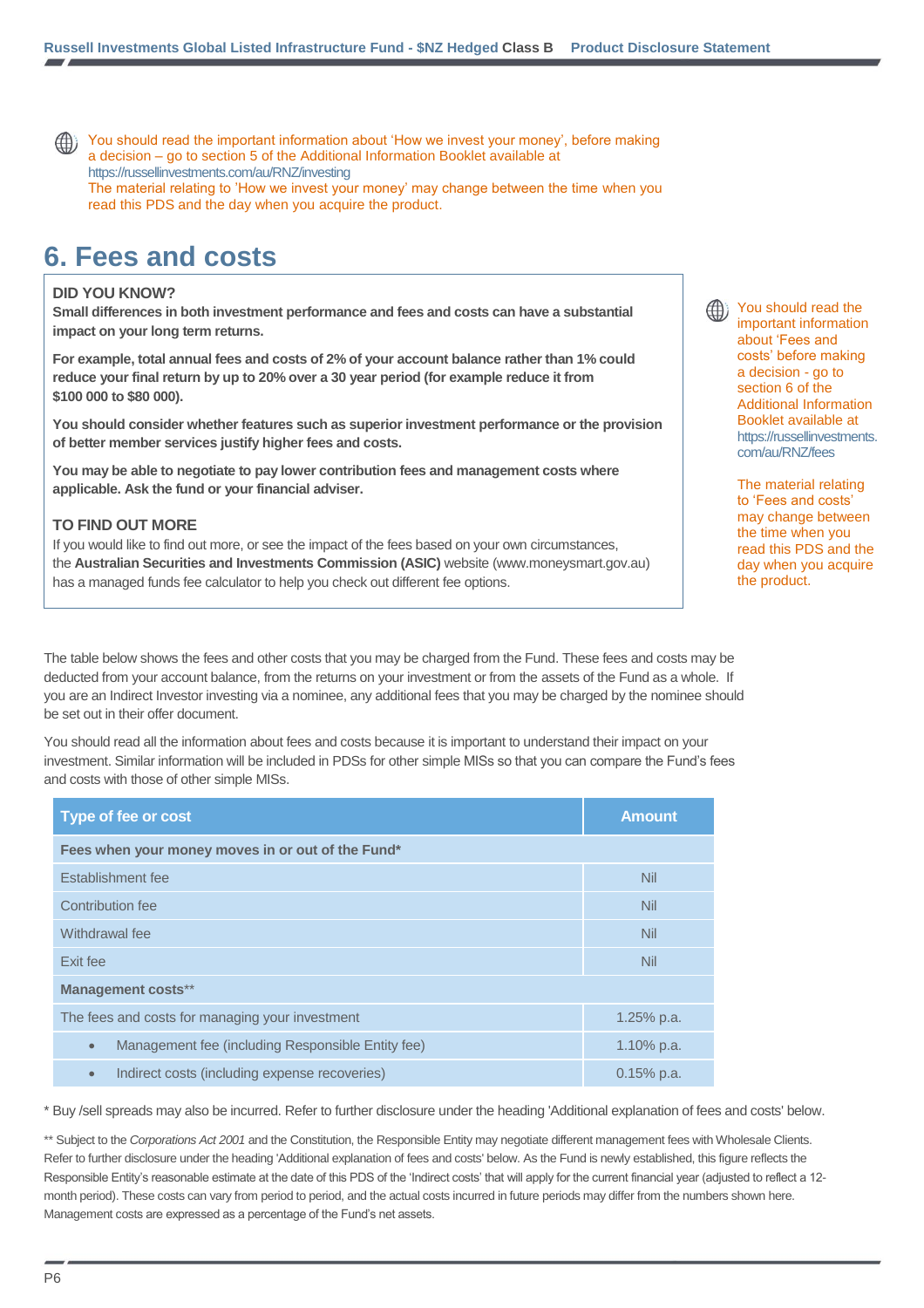You should read the important information about 'How we invest your money', before making a decision – go to section 5 of the Additional Information Booklet available at https://russellinvestments.com/au/RNZ/investing

The material relating to 'How we invest your money' may change between the time when you read this PDS and the day when you acquire the product.

# 6. Fees and costs

**DID YOU KNOW?**

**Small differences in both investment performance and fees and costs can have a substantial impact on your long term returns.**

**For example, total annual fees and costs of 2% of your account balance rather than 1% could reduce your final return by up to 20% over a 30 year period (for example reduce it from $100 000 to $80 000).**

**You should consider whether features such as superior investment performance or the provision of better member services justify higher fees and costs.**

**You may be able to negotiate to pay lower contribution fees and management costs where applicable. Ask the fund or your financial adviser.**

**TO FIND OUT MORE**

If you would like to find out more, or see the impact of the fees based on your own circumstances, the **Australian Securities and Investments Commission (ASIC)** website (www.moneysmart.gov.au) has a managed funds fee calculator to help you check out different fee options.

You should read the important information about 'Fees and costs' before making a decision - go to section 6 of the Additional Information Booklet available at https://russellinvestments.com/au/RNZ/fees

The material relating to 'Fees and costs' may change between the time when you read this PDS and the day when you acquire the product.

The table below shows the fees and other costs that you may be charged from the Fund. These fees and costs may be deducted from your account balance, from the returns on your investment or from the assets of the Fund as a whole. If you are an Indirect Investor investing via a nominee, any additional fees that you may be charged by the nominee should be set out in their offer document.

You should read all the information about fees and costs because it is important to understand their impact on your investment. Similar information will be included in PDSs for other simple MISs so that you can compare the Fund's fees and costs with those of other simple MISs.

| Type of fee or cost | Amount |
|---|---|
| **Fees when your money moves in or out of the Fund*** | |
| Establishment fee | Nil |
| Contribution fee | Nil |
| Withdrawal fee | Nil |
| Exit fee | Nil |
| **Management costs**** | |
| The fees and costs for managing your investment | 1.25% p.a. |
| • Management fee (including Responsible Entity fee) | 1.10% p.a. |
| • Indirect costs (including expense recoveries) | 0.15% p.a. |

\* Buy /sell spreads may also be incurred. Refer to further disclosure under the heading 'Additional explanation of fees and costs' below.

\** Subject to the *Corporations Act 2001* and the Constitution, the Responsible Entity may negotiate different management fees with Wholesale Clients. Refer to further disclosure under the heading 'Additional explanation of fees and costs' below. As the Fund is newly established, this figure reflects the Responsible Entity's reasonable estimate at the date of this PDS of the 'Indirect costs' that will apply for the current financial year (adjusted to reflect a 12-month period). These costs can vary from period to period, and the actual costs incurred in future periods may differ from the numbers shown here. Management costs are expressed as a percentage of the Fund's net assets.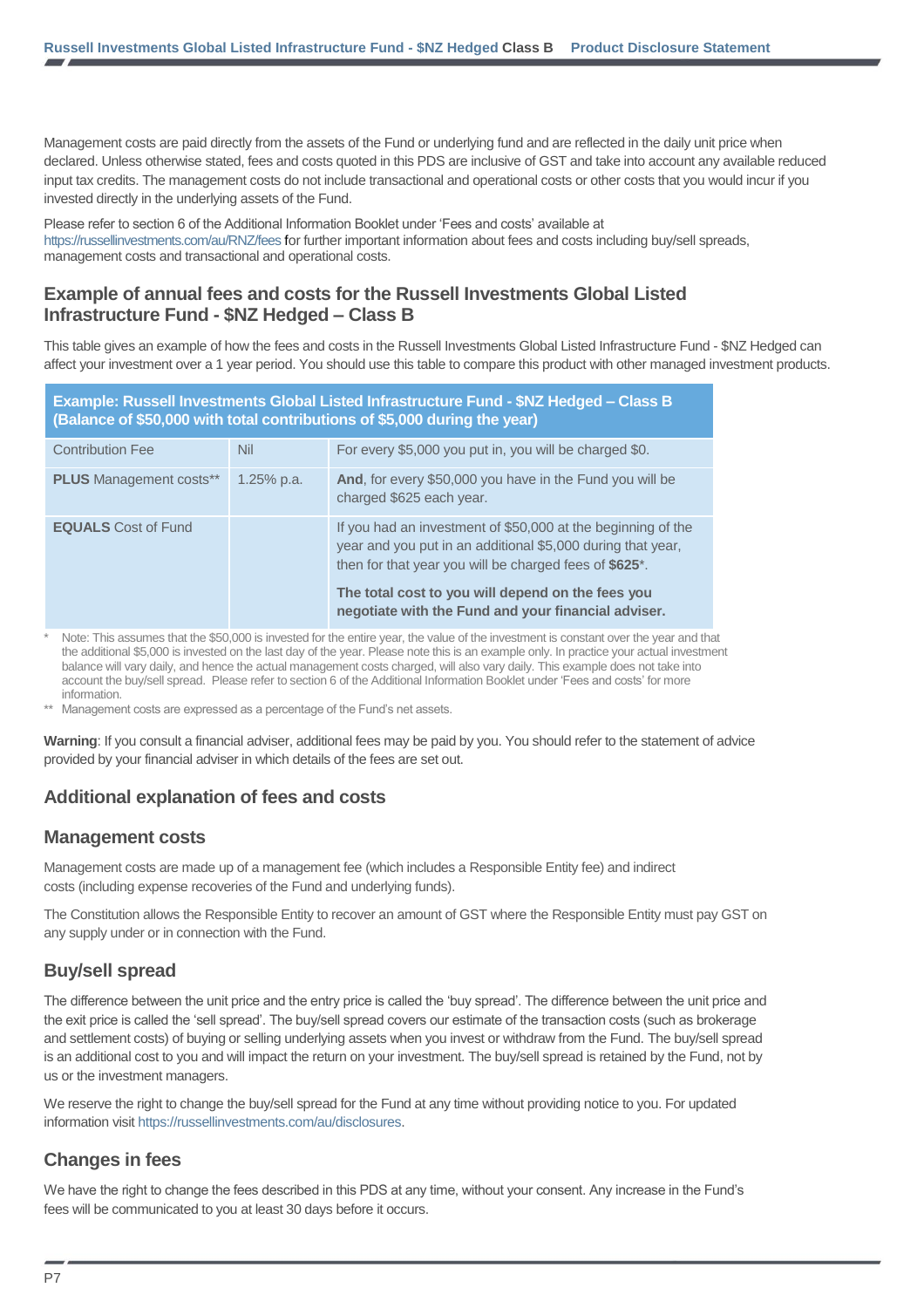Management costs are paid directly from the assets of the Fund or underlying fund and are reflected in the daily unit price when declared. Unless otherwise stated, fees and costs quoted in this PDS are inclusive of GST and take into account any available reduced input tax credits. The management costs do not include transactional and operational costs or other costs that you would incur if you invested directly in the underlying assets of the Fund.

Please refer to section 6 of the Additional Information Booklet under 'Fees and costs' available at https://russellinvestments.com/au/RNZ/fees for further important information about fees and costs including buy/sell spreads, management costs and transactional and operational costs.

## Example of annual fees and costs for the Russell Investments Global Listed Infrastructure Fund - $NZ Hedged – Class B

This table gives an example of how the fees and costs in the Russell Investments Global Listed Infrastructure Fund - $NZ Hedged can affect your investment over a 1 year period. You should use this table to compare this product with other managed investment products.

| **Example: Russell Investments Global Listed Infrastructure Fund - $NZ Hedged – Class B (Balance of $50,000 with total contributions of $5,000 during the year)** | | |
|---|---|---|
| Contribution Fee | Nil | For every $5,000 you put in, you will be charged $0. |
| **PLUS** Management costs** | 1.25% p.a. | **And**, for every $50,000 you have in the Fund you will be charged $625 each year. |
| **EQUALS** Cost of Fund | | If you had an investment of $50,000 at the beginning of the year and you put in an additional $5,000 during that year, then for that year you will be charged fees of **$625***. **The total cost to you will depend on the fees you negotiate with the Fund and your financial adviser.** |

\* Note: This assumes that the $50,000 is invested for the entire year, the value of the investment is constant over the year and that the additional $5,000 is invested on the last day of the year. Please note this is an example only. In practice your actual investment balance will vary daily, and hence the actual management costs charged, will also vary daily. This example does not take into account the buy/sell spread. Please refer to section 6 of the Additional Information Booklet under 'Fees and costs' for more information.

** Management costs are expressed as a percentage of the Fund's net assets.

**Warning**: If you consult a financial adviser, additional fees may be paid by you. You should refer to the statement of advice provided by your financial adviser in which details of the fees are set out.

## Additional explanation of fees and costs

### Management costs

Management costs are made up of a management fee (which includes a Responsible Entity fee) and indirect costs (including expense recoveries of the Fund and underlying funds).

The Constitution allows the Responsible Entity to recover an amount of GST where the Responsible Entity must pay GST on any supply under or in connection with the Fund.

### Buy/sell spread

The difference between the unit price and the entry price is called the 'buy spread'. The difference between the unit price and the exit price is called the 'sell spread'. The buy/sell spread covers our estimate of the transaction costs (such as brokerage and settlement costs) of buying or selling underlying assets when you invest or withdraw from the Fund. The buy/sell spread is an additional cost to you and will impact the return on your investment. The buy/sell spread is retained by the Fund, not by us or the investment managers.

We reserve the right to change the buy/sell spread for the Fund at any time without providing notice to you. For updated information visit https://russellinvestments.com/au/disclosures.

### Changes in fees

We have the right to change the fees described in this PDS at any time, without your consent. Any increase in the Fund's fees will be communicated to you at least 30 days before it occurs.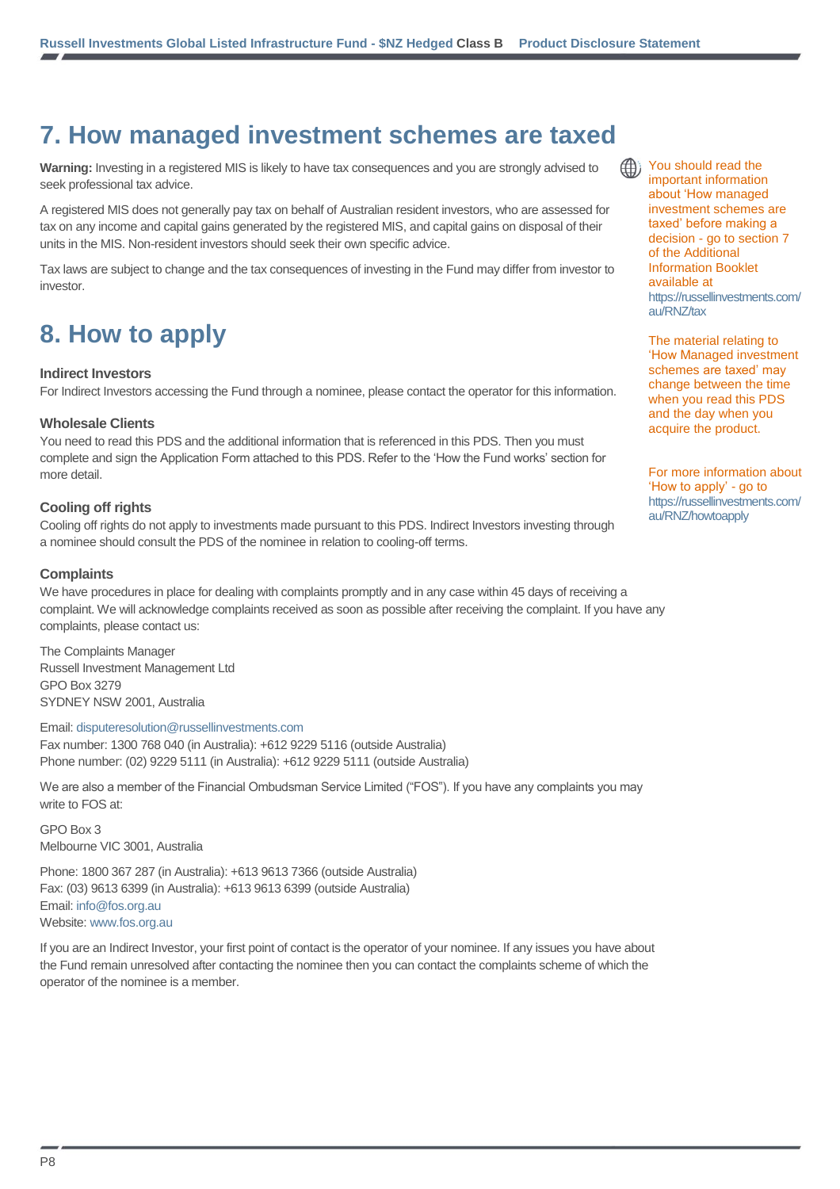# 7. How managed investment schemes are taxed

**Warning:** Investing in a registered MIS is likely to have tax consequences and you are strongly advised to seek professional tax advice.

A registered MIS does not generally pay tax on behalf of Australian resident investors, who are assessed for tax on any income and capital gains generated by the registered MIS, and capital gains on disposal of their units in the MIS. Non-resident investors should seek their own specific advice.

Tax laws are subject to change and the tax consequences of investing in the Fund may differ from investor to investor.

You should read the important information about 'How managed investment schemes are taxed' before making a decision - go to section 7 of the Additional Information Booklet available at https://russellinvestments.com/au/RNZ/tax

The material relating to 'How Managed investment schemes are taxed' may change between the time when you read this PDS and the day when you acquire the product.

# 8. How to apply

### Indirect Investors

For Indirect Investors accessing the Fund through a nominee, please contact the operator for this information.

### Wholesale Clients

You need to read this PDS and the additional information that is referenced in this PDS. Then you must complete and sign the Application Form attached to this PDS. Refer to the 'How the Fund works' section for more detail.

For more information about 'How to apply' - go to https://russellinvestments.com/au/RNZ/howtoapply

### Cooling off rights

Cooling off rights do not apply to investments made pursuant to this PDS. Indirect Investors investing through a nominee should consult the PDS of the nominee in relation to cooling-off terms.

### Complaints

We have procedures in place for dealing with complaints promptly and in any case within 45 days of receiving a complaint. We will acknowledge complaints received as soon as possible after receiving the complaint. If you have any complaints, please contact us:

The Complaints Manager
Russell Investment Management Ltd
GPO Box 3279
SYDNEY NSW 2001, Australia

Email: disputeresolution@russellinvestments.com
Fax number: 1300 768 040 (in Australia): +612 9229 5116 (outside Australia)
Phone number: (02) 9229 5111 (in Australia): +612 9229 5111 (outside Australia)

We are also a member of the Financial Ombudsman Service Limited ("FOS"). If you have any complaints you may write to FOS at:

GPO Box 3
Melbourne VIC 3001, Australia

Phone: 1800 367 287 (in Australia): +613 9613 7366 (outside Australia)
Fax: (03) 9613 6399 (in Australia): +613 9613 6399 (outside Australia)
Email: info@fos.org.au
Website: www.fos.org.au

If you are an Indirect Investor, your first point of contact is the operator of your nominee. If any issues you have about the Fund remain unresolved after contacting the nominee then you can contact the complaints scheme of which the operator of the nominee is a member.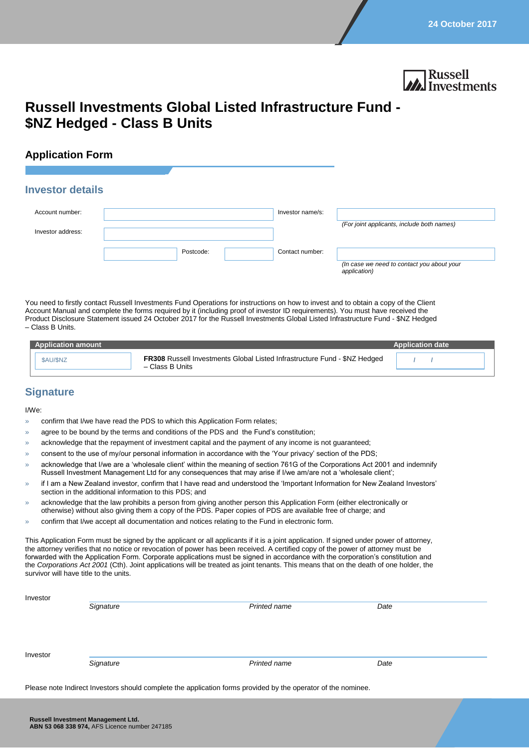24 October 2017

# Russell Investments Global Listed Infrastructure Fund - $NZ Hedged - Class B Units

## Application Form

### Investor details

| | | | |
|---|---|---|---|
| Account number: | | Investor name/s: | *(For joint applicants, include both names)* |
| Investor address: | | | |
| | Postcode: | Contact number: | *(In case we need to contact you about your application)* |

You need to firstly contact Russell Investments Fund Operations for instructions on how to invest and to obtain a copy of the Client Account Manual and complete the forms required by it (including proof of investor ID requirements). You must have received the Product Disclosure Statement issued 24 October 2017 for the Russell Investments Global Listed Infrastructure Fund - $NZ Hedged – Class B Units.

| Application amount | | Application date |
|---|---|---|
| $AU/$NZ | **FR308** Russell Investments Global Listed Infrastructure Fund - $NZ Hedged – Class B Units | / / |

### Signature

I/We:

- confirm that I/we have read the PDS to which this Application Form relates;
- agree to be bound by the terms and conditions of the PDS and the Fund's constitution;
- acknowledge that the repayment of investment capital and the payment of any income is not guaranteed;
- consent to the use of my/our personal information in accordance with the 'Your privacy' section of the PDS;
- acknowledge that I/we are a 'wholesale client' within the meaning of section 761G of the Corporations Act 2001 and indemnify Russell Investment Management Ltd for any consequences that may arise if I/we am/are not a 'wholesale client';
- if I am a New Zealand investor, confirm that I have read and understood the 'Important Information for New Zealand Investors' section in the additional information to this PDS; and
- acknowledge that the law prohibits a person from giving another person this Application Form (either electronically or otherwise) without also giving them a copy of the PDS. Paper copies of PDS are available free of charge; and
- confirm that I/we accept all documentation and notices relating to the Fund in electronic form.

This Application Form must be signed by the applicant or all applicants if it is a joint application. If signed under power of attorney, the attorney verifies that no notice or revocation of power has been received. A certified copy of the power of attorney must be forwarded with the Application Form. Corporate applications must be signed in accordance with the corporation's constitution and the *Corporations Act 2001* (Cth). Joint applications will be treated as joint tenants. This means that on the death of one holder, the survivor will have title to the units.

| | | | |
|---|---|---|---|
| Investor | *Signature* | *Printed name* | *Date* |
| Investor | *Signature* | *Printed name* | *Date* |

Please note Indirect Investors should complete the application forms provided by the operator of the nominee.

**Russell Investment Management Ltd.**
**ABN 53 068 338 974,** AFS Licence number 247185